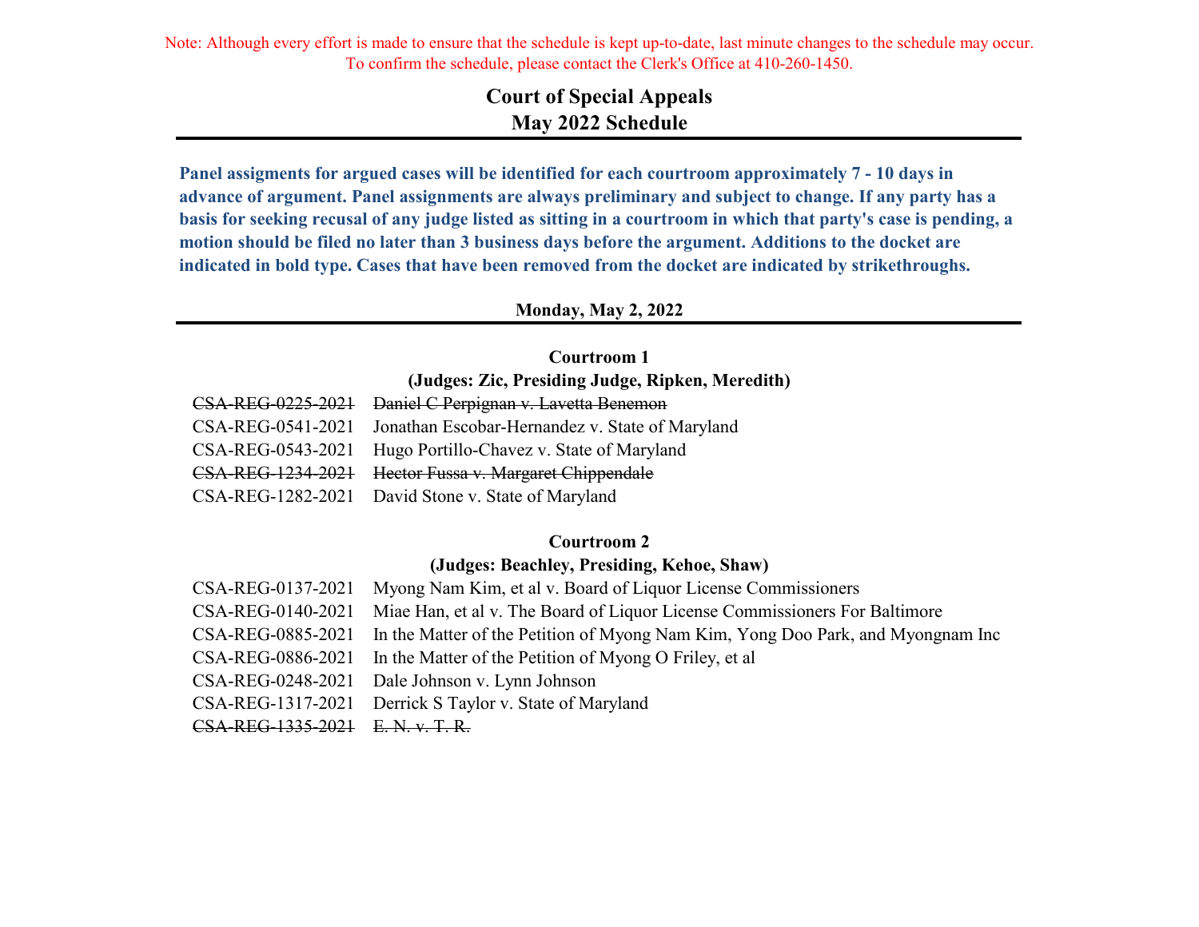Note: Although every effort is made to ensure that the schedule is kept up-to-date, last minute changes to the schedule may occur. To confirm the schedule, please contact the Clerk's Office at 410-260-1450.

# Court of Special Appeals
## May 2022 Schedule

**Panel assigments for argued cases will be identified for each courtroom approximately 7 - 10 days in advance of argument. Panel assignments are always preliminary and subject to change. If any party has a basis for seeking recusal of any judge listed as sitting in a courtroom in which that party's case is pending, a motion should be filed no later than 3 business days before the argument. Additions to the docket are indicated in bold type. Cases that have been removed from the docket are indicated by strikethroughs.**

### Monday, May 2, 2022

**Courtroom 1**

**(Judges: Zic, Presiding Judge, Ripken, Meredith)**

~~CSA-REG-0225-2021 Daniel C Perpignan v. Lavetta Benemon~~
CSA-REG-0541-2021 Jonathan Escobar-Hernandez v. State of Maryland
CSA-REG-0543-2021 Hugo Portillo-Chavez v. State of Maryland
~~CSA-REG-1234-2021 Hector Fussa v. Margaret Chippendale~~
CSA-REG-1282-2021 David Stone v. State of Maryland

**Courtroom 2**

**(Judges: Beachley, Presiding, Kehoe, Shaw)**

CSA-REG-0137-2021 Myong Nam Kim, et al v. Board of Liquor License Commissioners
CSA-REG-0140-2021 Miae Han, et al v. The Board of Liquor License Commissioners For Baltimore
CSA-REG-0885-2021 In the Matter of the Petition of Myong Nam Kim, Yong Doo Park, and Myongnam Inc
CSA-REG-0886-2021 In the Matter of the Petition of Myong O Friley, et al
CSA-REG-0248-2021 Dale Johnson v. Lynn Johnson
CSA-REG-1317-2021 Derrick S Taylor v. State of Maryland
~~CSA-REG-1335-2021 E. N. v. T. R.~~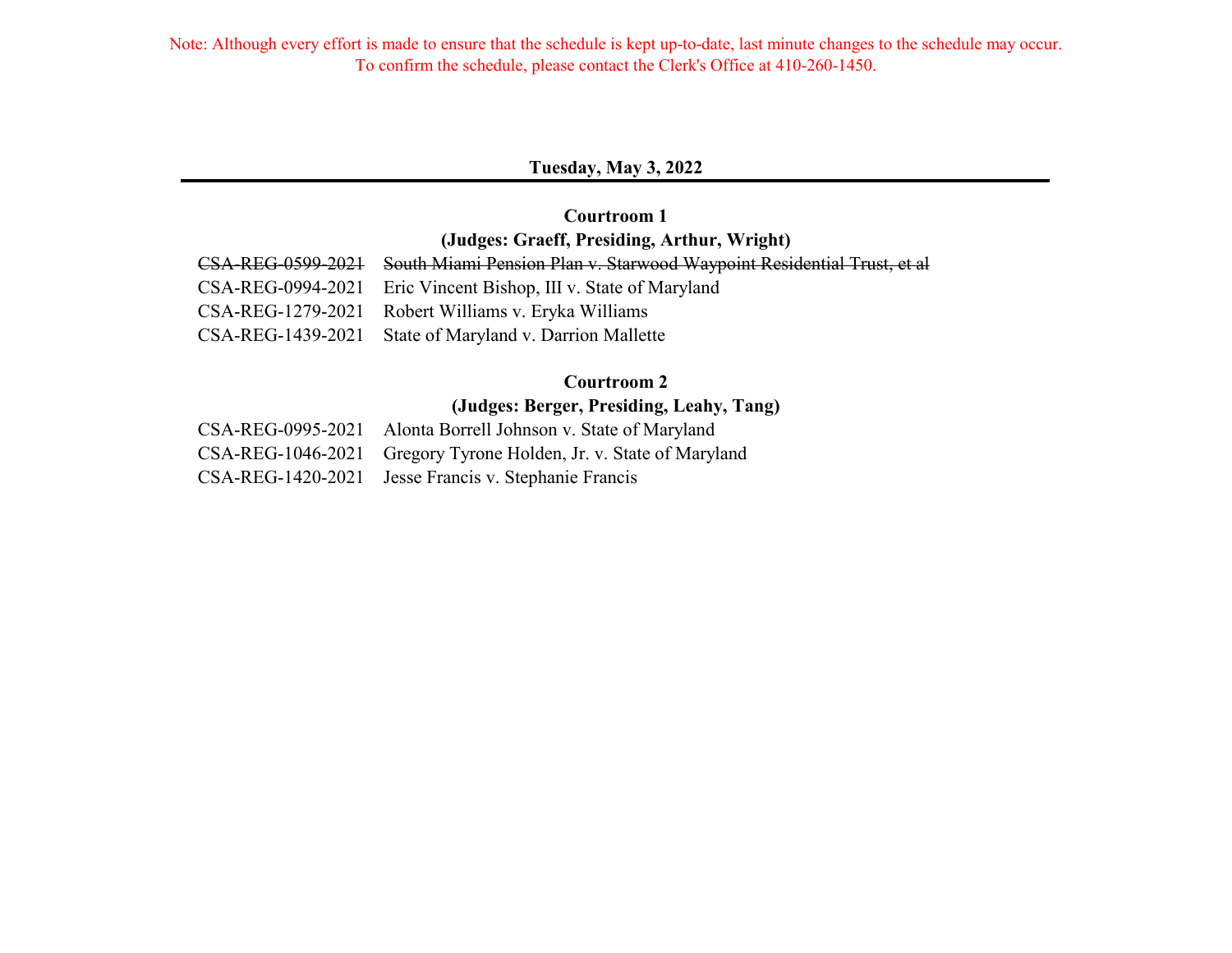Note: Although every effort is made to ensure that the schedule is kept up-to-date, last minute changes to the schedule may occur. To confirm the schedule, please contact the Clerk's Office at 410-260-1450.

## Tuesday, May 3, 2022

### Courtroom 1
### (Judges: Graeff, Presiding, Arthur, Wright)

~~CSA-REG-0599-2021 South Miami Pension Plan v. Starwood Waypoint Residential Trust, et al~~
CSA-REG-0994-2021 Eric Vincent Bishop, III v. State of Maryland
CSA-REG-1279-2021 Robert Williams v. Eryka Williams
CSA-REG-1439-2021 State of Maryland v. Darrion Mallette

### Courtroom 2
### (Judges: Berger, Presiding, Leahy, Tang)

CSA-REG-0995-2021 Alonta Borrell Johnson v. State of Maryland
CSA-REG-1046-2021 Gregory Tyrone Holden, Jr. v. State of Maryland
CSA-REG-1420-2021 Jesse Francis v. Stephanie Francis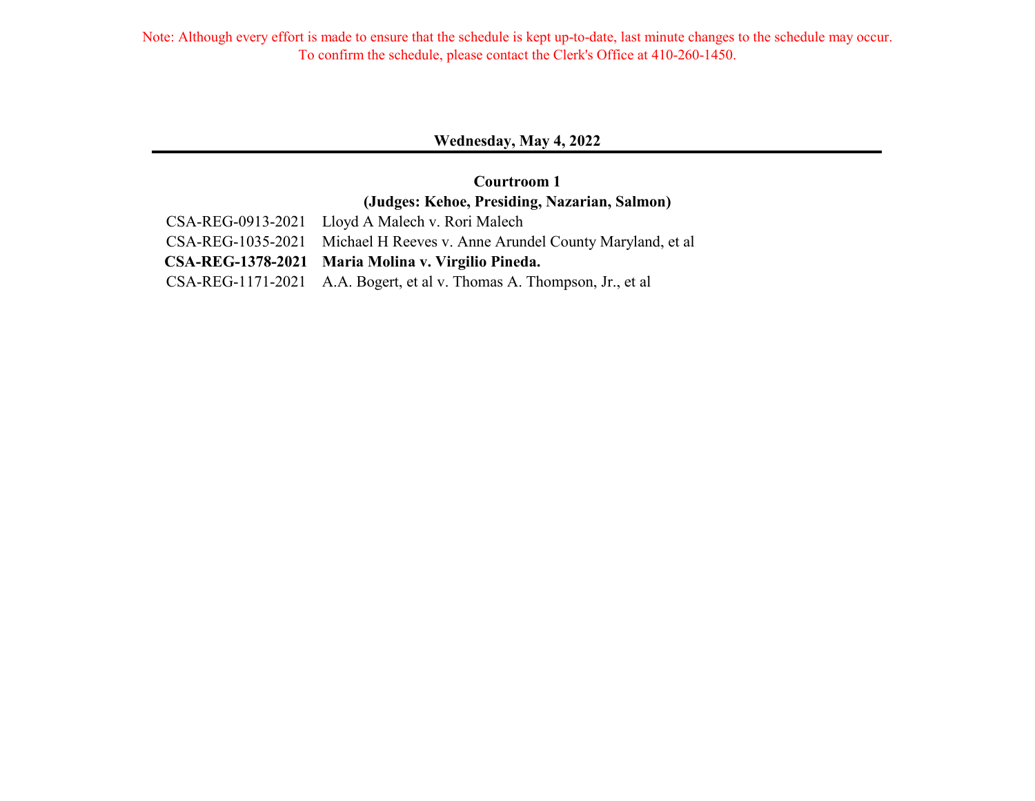Note: Although every effort is made to ensure that the schedule is kept up-to-date, last minute changes to the schedule may occur. To confirm the schedule, please contact the Clerk's Office at 410-260-1450.

## Wednesday, May 4, 2022

### Courtroom 1

**(Judges: Kehoe, Presiding, Nazarian, Salmon)**

| | |
|---|---|
| CSA-REG-0913-2021 | Lloyd A Malech v. Rori Malech |
| CSA-REG-1035-2021 | Michael H Reeves v. Anne Arundel County Maryland, et al |
| **CSA-REG-1378-2021** | **Maria Molina v. Virgilio Pineda.** |
| CSA-REG-1171-2021 | A.A. Bogert, et al v. Thomas A. Thompson, Jr., et al |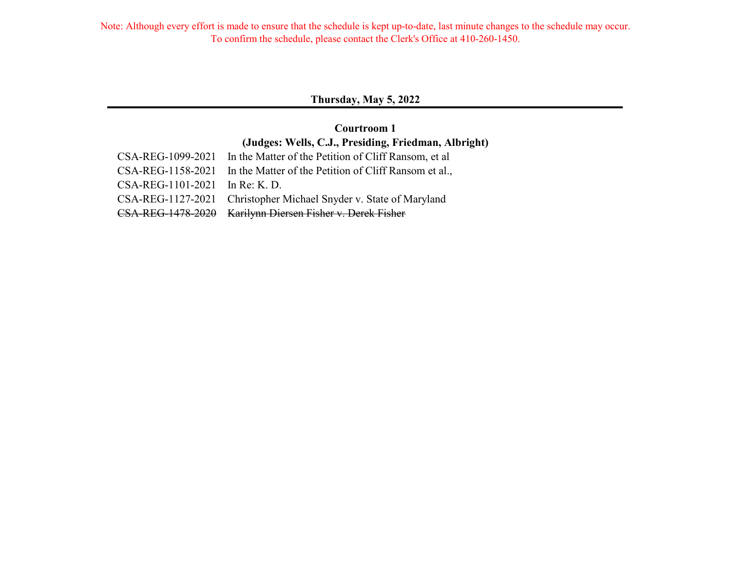Note: Although every effort is made to ensure that the schedule is kept up-to-date, last minute changes to the schedule may occur. To confirm the schedule, please contact the Clerk's Office at 410-260-1450.

## Thursday, May 5, 2022

### Courtroom 1

**(Judges: Wells, C.J., Presiding, Friedman, Albright)**

| | |
|---|---|
| CSA-REG-1099-2021 | In the Matter of the Petition of Cliff Ransom, et al |
| CSA-REG-1158-2021 | In the Matter of the Petition of Cliff Ransom et al., |
| CSA-REG-1101-2021 | In Re: K. D. |
| CSA-REG-1127-2021 | Christopher Michael Snyder v. State of Maryland |
| ~~CSA-REG-1478-2020~~ | ~~Karilynn Diersen Fisher v. Derek Fisher~~ |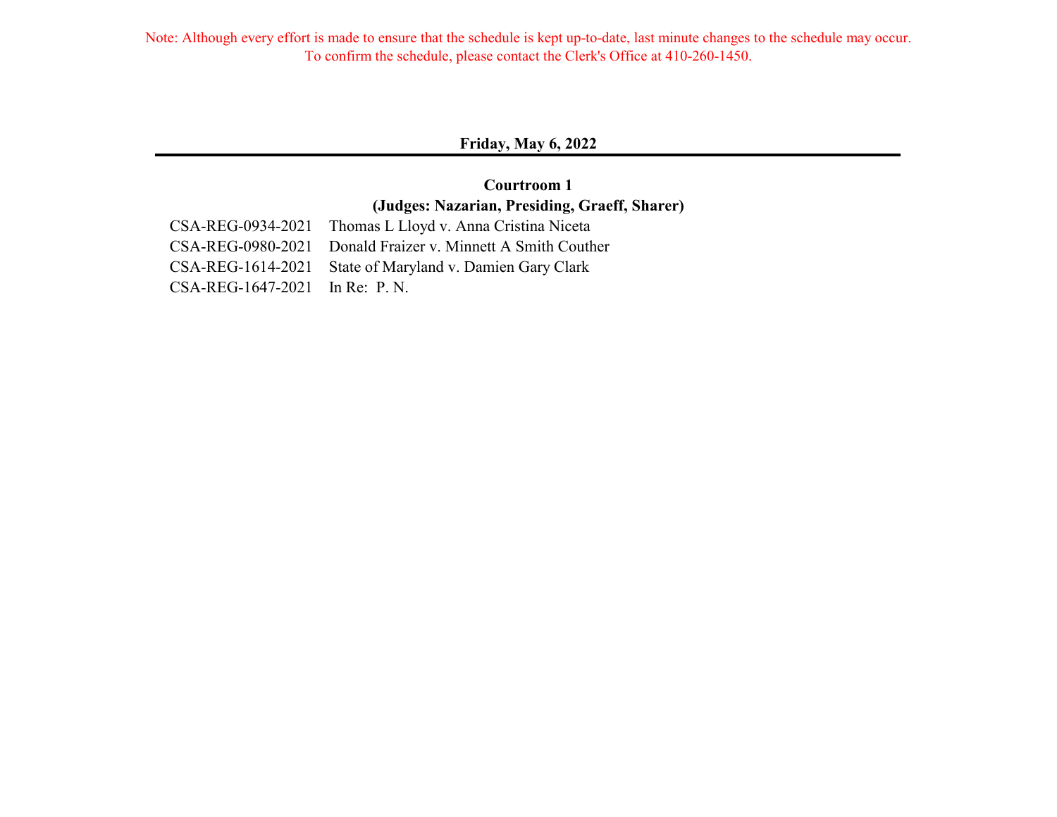Note: Although every effort is made to ensure that the schedule is kept up-to-date, last minute changes to the schedule may occur.
To confirm the schedule, please contact the Clerk's Office at 410-260-1450.

## Friday, May 6, 2022

### Courtroom 1
### (Judges: Nazarian, Presiding, Graeff, Sharer)

CSA-REG-0934-2021 Thomas L Lloyd v. Anna Cristina Niceta
CSA-REG-0980-2021 Donald Fraizer v. Minnett A Smith Couther
CSA-REG-1614-2021 State of Maryland v. Damien Gary Clark
CSA-REG-1647-2021 In Re: P. N.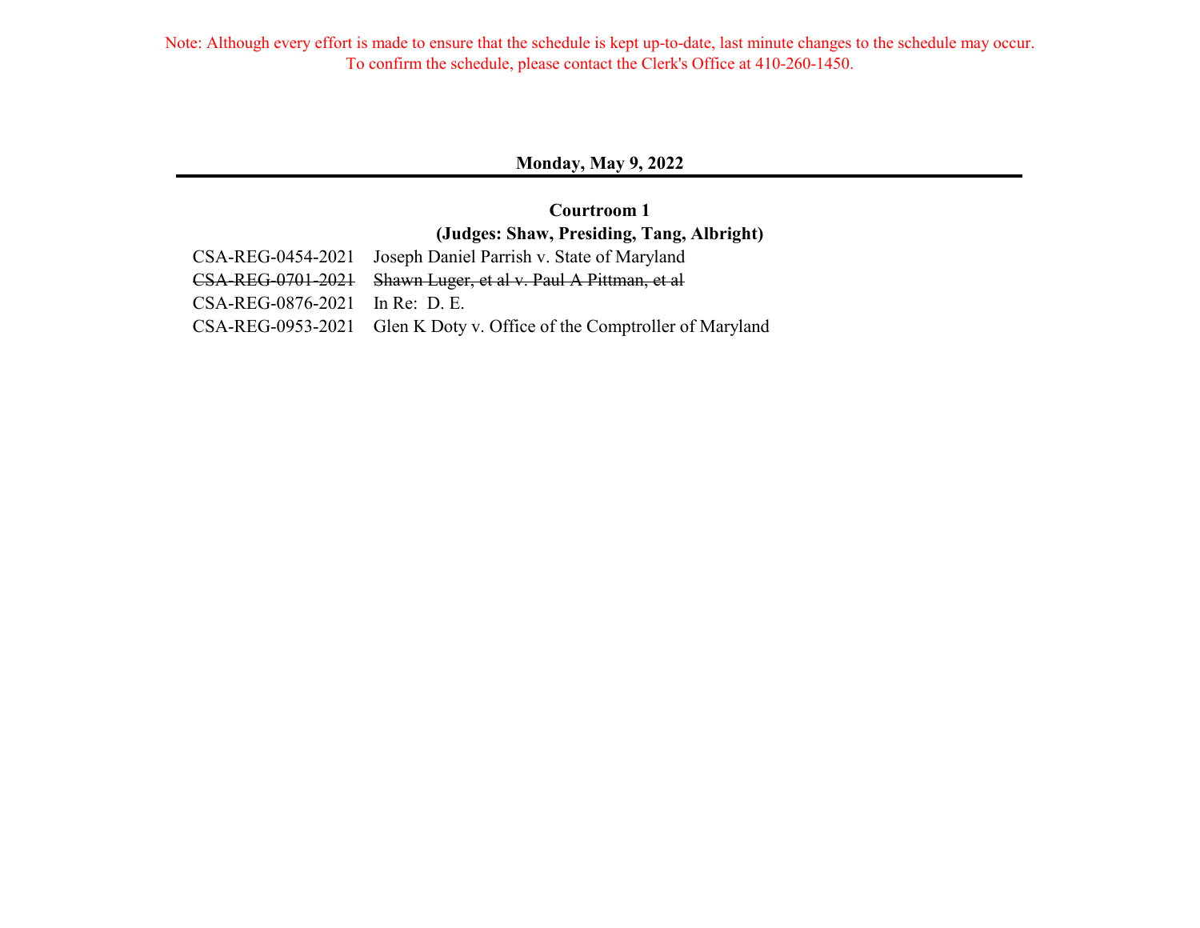Note: Although every effort is made to ensure that the schedule is kept up-to-date, last minute changes to the schedule may occur. To confirm the schedule, please contact the Clerk's Office at 410-260-1450.

## Monday, May 9, 2022

### Courtroom 1

**(Judges: Shaw, Presiding, Tang, Albright)**

| | |
|---|---|
| CSA-REG-0454-2021 | Joseph Daniel Parrish v. State of Maryland |
| ~~CSA-REG-0701-2021~~ | ~~Shawn Luger, et al v. Paul A Pittman, et al~~ |
| CSA-REG-0876-2021 | In Re: D. E. |
| CSA-REG-0953-2021 | Glen K Doty v. Office of the Comptroller of Maryland |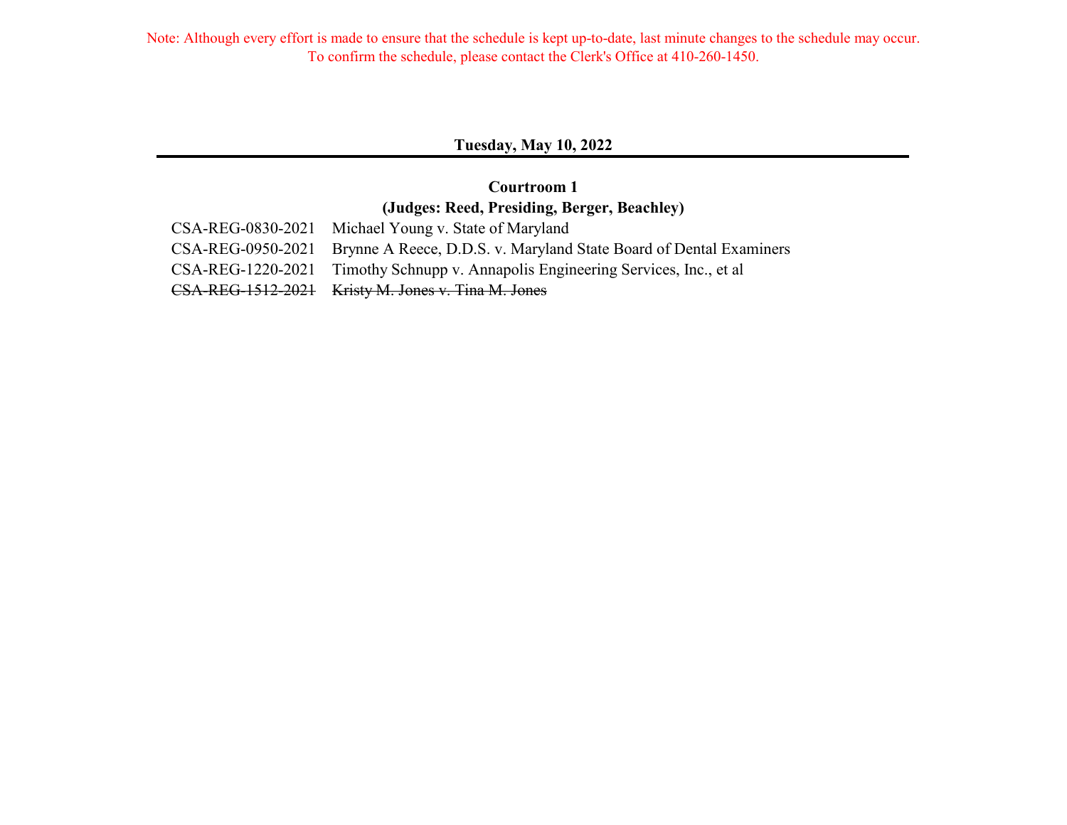Note: Although every effort is made to ensure that the schedule is kept up-to-date, last minute changes to the schedule may occur. To confirm the schedule, please contact the Clerk's Office at 410-260-1450.

## Tuesday, May 10, 2022

### Courtroom 1

**(Judges: Reed, Presiding, Berger, Beachley)**

| | |
|---|---|
| CSA-REG-0830-2021 | Michael Young v. State of Maryland |
| CSA-REG-0950-2021 | Brynne A Reece, D.D.S. v. Maryland State Board of Dental Examiners |
| CSA-REG-1220-2021 | Timothy Schnupp v. Annapolis Engineering Services, Inc., et al |
| ~~CSA-REG-1512-2021~~ | ~~Kristy M. Jones v. Tina M. Jones~~ |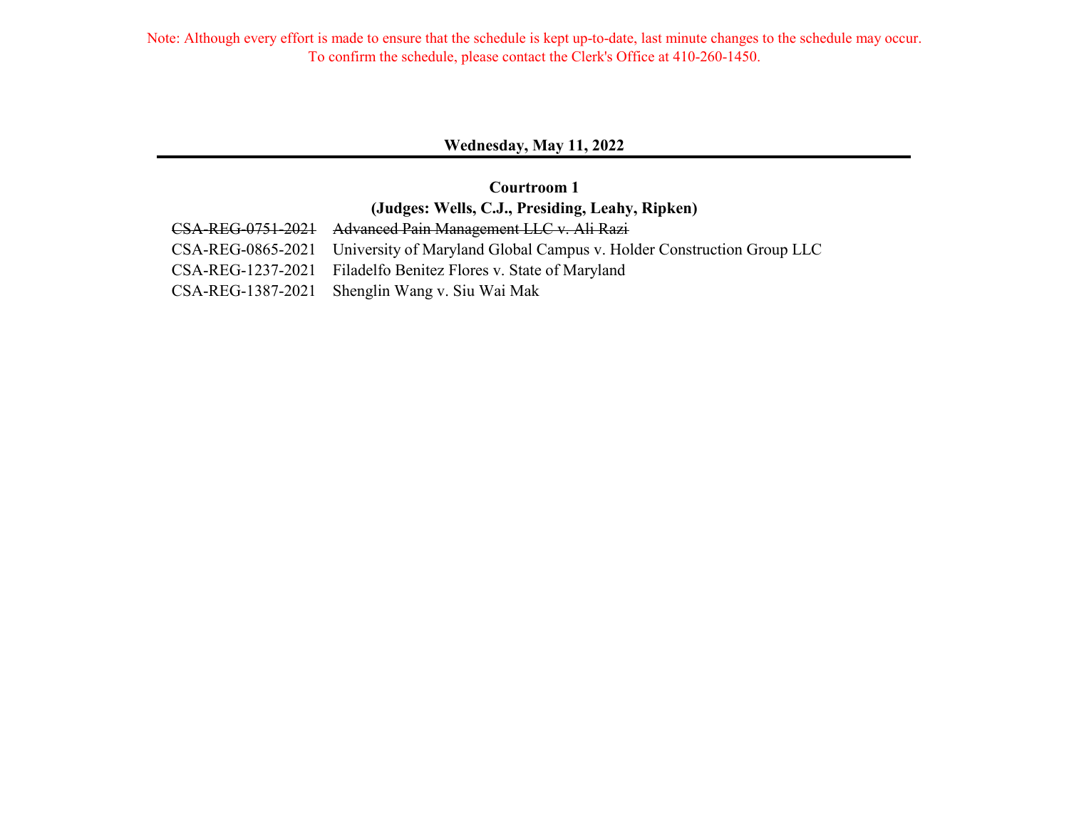Note: Although every effort is made to ensure that the schedule is kept up-to-date, last minute changes to the schedule may occur. To confirm the schedule, please contact the Clerk's Office at 410-260-1450.

## Wednesday, May 11, 2022

### Courtroom 1

### (Judges: Wells, C.J., Presiding, Leahy, Ripken)

| | |
|---|---|
| ~~CSA-REG-0751-2021~~ | ~~Advanced Pain Management LLC v. Ali Razi~~ |
| CSA-REG-0865-2021 | University of Maryland Global Campus v. Holder Construction Group LLC |
| CSA-REG-1237-2021 | Filadelfo Benitez Flores v. State of Maryland |
| CSA-REG-1387-2021 | Shenglin Wang v. Siu Wai Mak |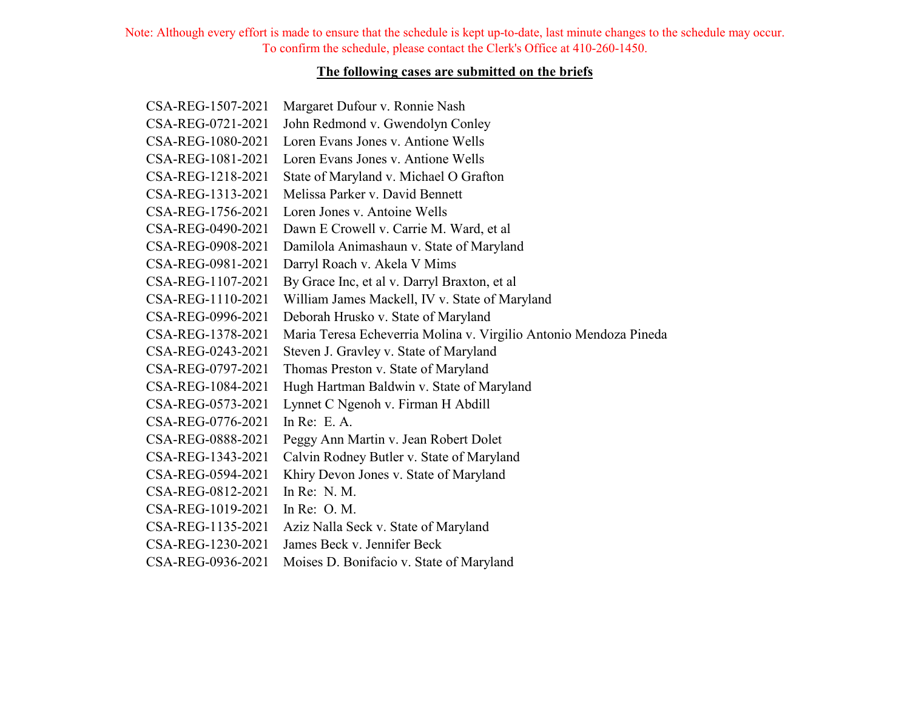Note: Although every effort is made to ensure that the schedule is kept up-to-date, last minute changes to the schedule may occur. To confirm the schedule, please contact the Clerk's Office at 410-260-1450.

**The following cases are submitted on the briefs**

| | |
|---|---|
| CSA-REG-1507-2021 | Margaret Dufour v. Ronnie Nash |
| CSA-REG-0721-2021 | John Redmond v. Gwendolyn Conley |
| CSA-REG-1080-2021 | Loren Evans Jones v. Antione Wells |
| CSA-REG-1081-2021 | Loren Evans Jones v. Antione Wells |
| CSA-REG-1218-2021 | State of Maryland v. Michael O Grafton |
| CSA-REG-1313-2021 | Melissa Parker v. David Bennett |
| CSA-REG-1756-2021 | Loren Jones v. Antoine Wells |
| CSA-REG-0490-2021 | Dawn E Crowell v. Carrie M. Ward, et al |
| CSA-REG-0908-2021 | Damilola Animashaun v. State of Maryland |
| CSA-REG-0981-2021 | Darryl Roach v. Akela V Mims |
| CSA-REG-1107-2021 | By Grace Inc, et al v. Darryl Braxton, et al |
| CSA-REG-1110-2021 | William James Mackell, IV v. State of Maryland |
| CSA-REG-0996-2021 | Deborah Hrusko v. State of Maryland |
| CSA-REG-1378-2021 | Maria Teresa Echeverria Molina v. Virgilio Antonio Mendoza Pineda |
| CSA-REG-0243-2021 | Steven J. Gravley v. State of Maryland |
| CSA-REG-0797-2021 | Thomas Preston v. State of Maryland |
| CSA-REG-1084-2021 | Hugh Hartman Baldwin v. State of Maryland |
| CSA-REG-0573-2021 | Lynnet C Ngenoh v. Firman H Abdill |
| CSA-REG-0776-2021 | In Re: E. A. |
| CSA-REG-0888-2021 | Peggy Ann Martin v. Jean Robert Dolet |
| CSA-REG-1343-2021 | Calvin Rodney Butler v. State of Maryland |
| CSA-REG-0594-2021 | Khiry Devon Jones v. State of Maryland |
| CSA-REG-0812-2021 | In Re: N. M. |
| CSA-REG-1019-2021 | In Re: O. M. |
| CSA-REG-1135-2021 | Aziz Nalla Seck v. State of Maryland |
| CSA-REG-1230-2021 | James Beck v. Jennifer Beck |
| CSA-REG-0936-2021 | Moises D. Bonifacio v. State of Maryland |